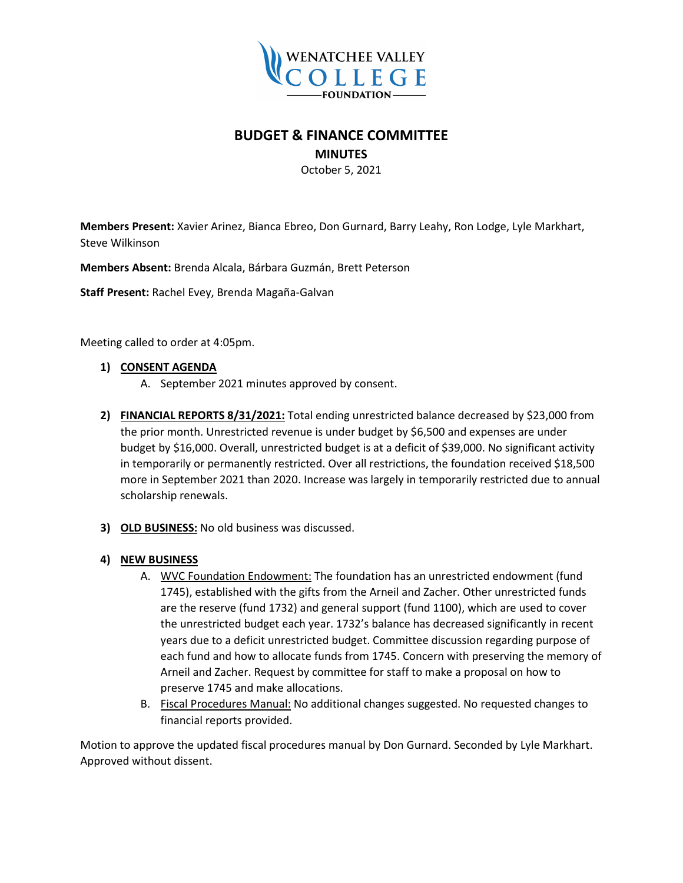WENATCHEE VALLEY COLLEGE FOUNDATION

# BUDGET & FINANCE COMMITTEE

## MINUTES

October 5, 2021

**Members Present:** Xavier Arinez, Bianca Ebreo, Don Gurnard, Barry Leahy, Ron Lodge, Lyle Markhart, Steve Wilkinson

**Members Absent:** Brenda Alcala, Bárbara Guzmán, Brett Peterson

**Staff Present:** Rachel Evey, Brenda Magaña-Galvan

Meeting called to order at 4:05pm.

1) **CONSENT AGENDA**
   A. September 2021 minutes approved by consent.

2) **FINANCIAL REPORTS 8/31/2021:** Total ending unrestricted balance decreased by $23,000 from the prior month. Unrestricted revenue is under budget by $6,500 and expenses are under budget by $16,000. Overall, unrestricted budget is at a deficit of $39,000. No significant activity in temporarily or permanently restricted. Over all restrictions, the foundation received $18,500 more in September 2021 than 2020. Increase was largely in temporarily restricted due to annual scholarship renewals.

3) **OLD BUSINESS:** No old business was discussed.

4) **NEW BUSINESS**
   A. WVC Foundation Endowment: The foundation has an unrestricted endowment (fund 1745), established with the gifts from the Arneil and Zacher. Other unrestricted funds are the reserve (fund 1732) and general support (fund 1100), which are used to cover the unrestricted budget each year. 1732's balance has decreased significantly in recent years due to a deficit unrestricted budget. Committee discussion regarding purpose of each fund and how to allocate funds from 1745. Concern with preserving the memory of Arneil and Zacher. Request by committee for staff to make a proposal on how to preserve 1745 and make allocations.
   B. Fiscal Procedures Manual: No additional changes suggested. No requested changes to financial reports provided.

Motion to approve the updated fiscal procedures manual by Don Gurnard. Seconded by Lyle Markhart. Approved without dissent.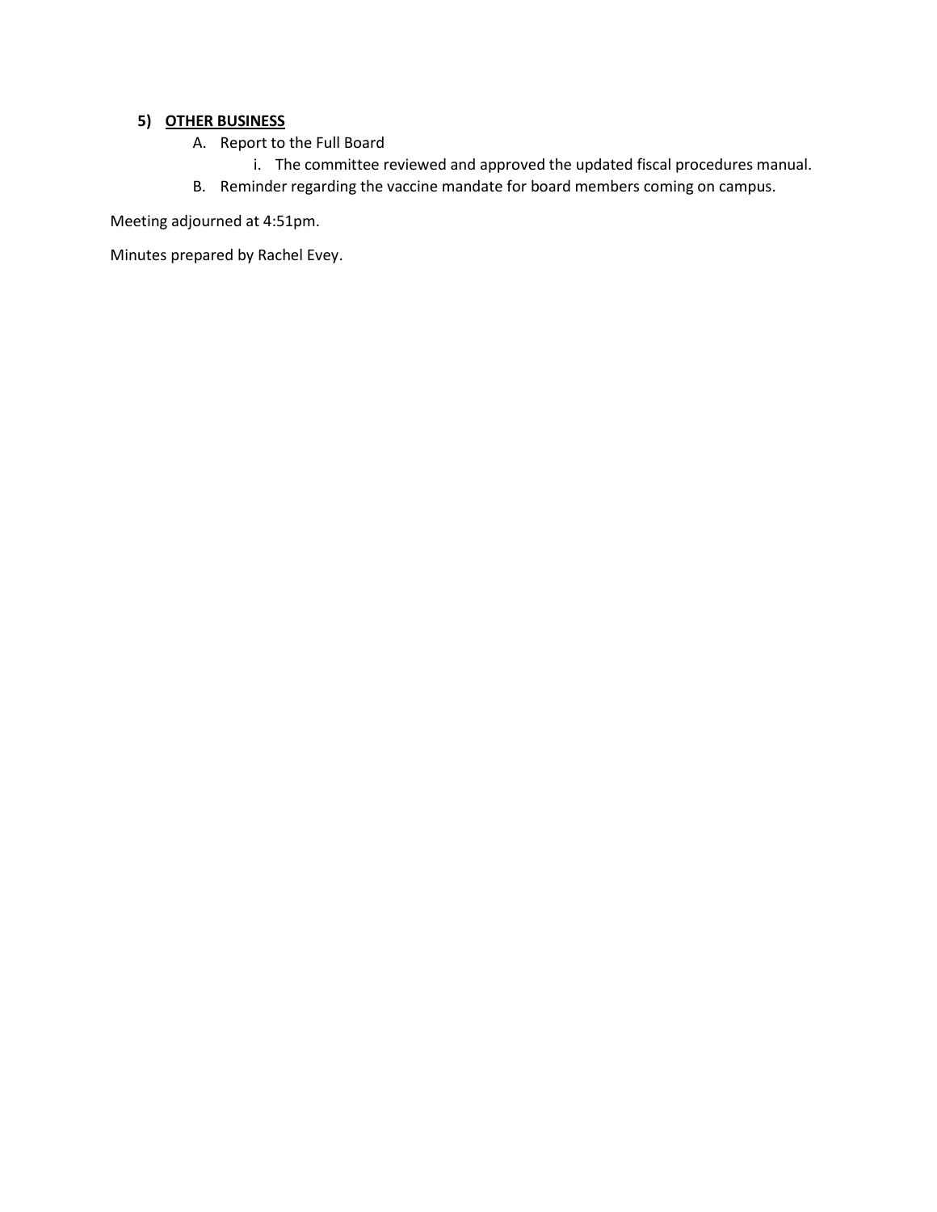5) **<u>OTHER BUSINESS</u>**

   A. Report to the Full Board

      i. The committee reviewed and approved the updated fiscal procedures manual.

   B. Reminder regarding the vaccine mandate for board members coming on campus.

Meeting adjourned at 4:51pm.

Minutes prepared by Rachel Evey.